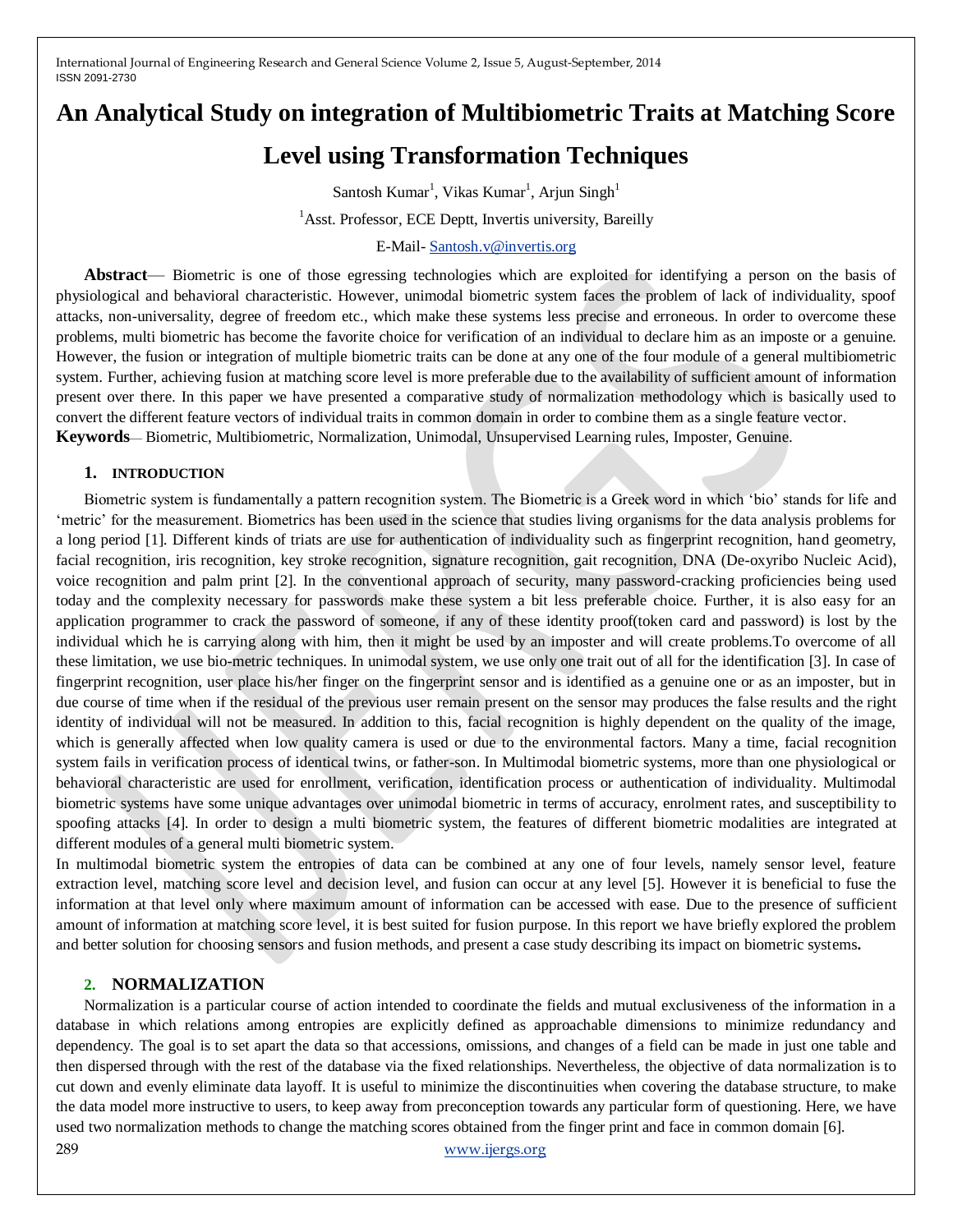# An Analytical Study on integration of Multibiometric Traits at Matching Score Level using Transformation Techniques

Santosh Kumar[1], Vikas Kumar[1], Arjun Singh[1]

[1]Asst. Professor, ECE Deptt, Invertis university, Bareilly

E-Mail- Santosh.v@invertis.org

**Abstract**— Biometric is one of those egressing technologies which are exploited for identifying a person on the basis of physiological and behavioral characteristic. However, unimodal biometric system faces the problem of lack of individuality, spoof attacks, non-universality, degree of freedom etc., which make these systems less precise and erroneous. In order to overcome these problems, multi biometric has become the favorite choice for verification of an individual to declare him as an imposte or a genuine. However, the fusion or integration of multiple biometric traits can be done at any one of the four module of a general multibiometric system. Further, achieving fusion at matching score level is more preferable due to the availability of sufficient amount of information present over there. In this paper we have presented a comparative study of normalization methodology which is basically used to convert the different feature vectors of individual traits in common domain in order to combine them as a single feature vector.

**Keywords**— Biometric, Multibiometric, Normalization, Unimodal, Unsupervised Learning rules, Imposter, Genuine.

## 1. INTRODUCTION

Biometric system is fundamentally a pattern recognition system. The Biometric is a Greek word in which 'bio' stands for life and 'metric' for the measurement. Biometrics has been used in the science that studies living organisms for the data analysis problems for a long period [1]. Different kinds of triats are use for authentication of individuality such as fingerprint recognition, hand geometry, facial recognition, iris recognition, key stroke recognition, signature recognition, gait recognition, DNA (De-oxyribo Nucleic Acid), voice recognition and palm print [2]. In the conventional approach of security, many password-cracking proficiencies being used today and the complexity necessary for passwords make these system a bit less preferable choice. Further, it is also easy for an application programmer to crack the password of someone, if any of these identity proof(token card and password) is lost by the individual which he is carrying along with him, then it might be used by an imposter and will create problems.To overcome of all these limitation, we use bio-metric techniques. In unimodal system, we use only one trait out of all for the identification [3]. In case of fingerprint recognition, user place his/her finger on the fingerprint sensor and is identified as a genuine one or as an imposter, but in due course of time when if the residual of the previous user remain present on the sensor may produces the false results and the right identity of individual will not be measured. In addition to this, facial recognition is highly dependent on the quality of the image, which is generally affected when low quality camera is used or due to the environmental factors. Many a time, facial recognition system fails in verification process of identical twins, or father-son. In Multimodal biometric systems, more than one physiological or behavioral characteristic are used for enrollment, verification, identification process or authentication of individuality. Multimodal biometric systems have some unique advantages over unimodal biometric in terms of accuracy, enrolment rates, and susceptibility to spoofing attacks [4]. In order to design a multi biometric system, the features of different biometric modalities are integrated at different modules of a general multi biometric system.

In multimodal biometric system the entropies of data can be combined at any one of four levels, namely sensor level, feature extraction level, matching score level and decision level, and fusion can occur at any level [5]. However it is beneficial to fuse the information at that level only where maximum amount of information can be accessed with ease. Due to the presence of sufficient amount of information at matching score level, it is best suited for fusion purpose. In this report we have briefly explored the problem and better solution for choosing sensors and fusion methods, and present a case study describing its impact on biometric systems**.**

## 2. NORMALIZATION

Normalization is a particular course of action intended to coordinate the fields and mutual exclusiveness of the information in a database in which relations among entropies are explicitly defined as approachable dimensions to minimize redundancy and dependency. The goal is to set apart the data so that accessions, omissions, and changes of a field can be made in just one table and then dispersed through with the rest of the database via the fixed relationships. Nevertheless, the objective of data normalization is to cut down and evenly eliminate data layoff. It is useful to minimize the discontinuities when covering the database structure, to make the data model more instructive to users, to keep away from preconception towards any particular form of questioning. Here, we have used two normalization methods to change the matching scores obtained from the finger print and face in common domain [6].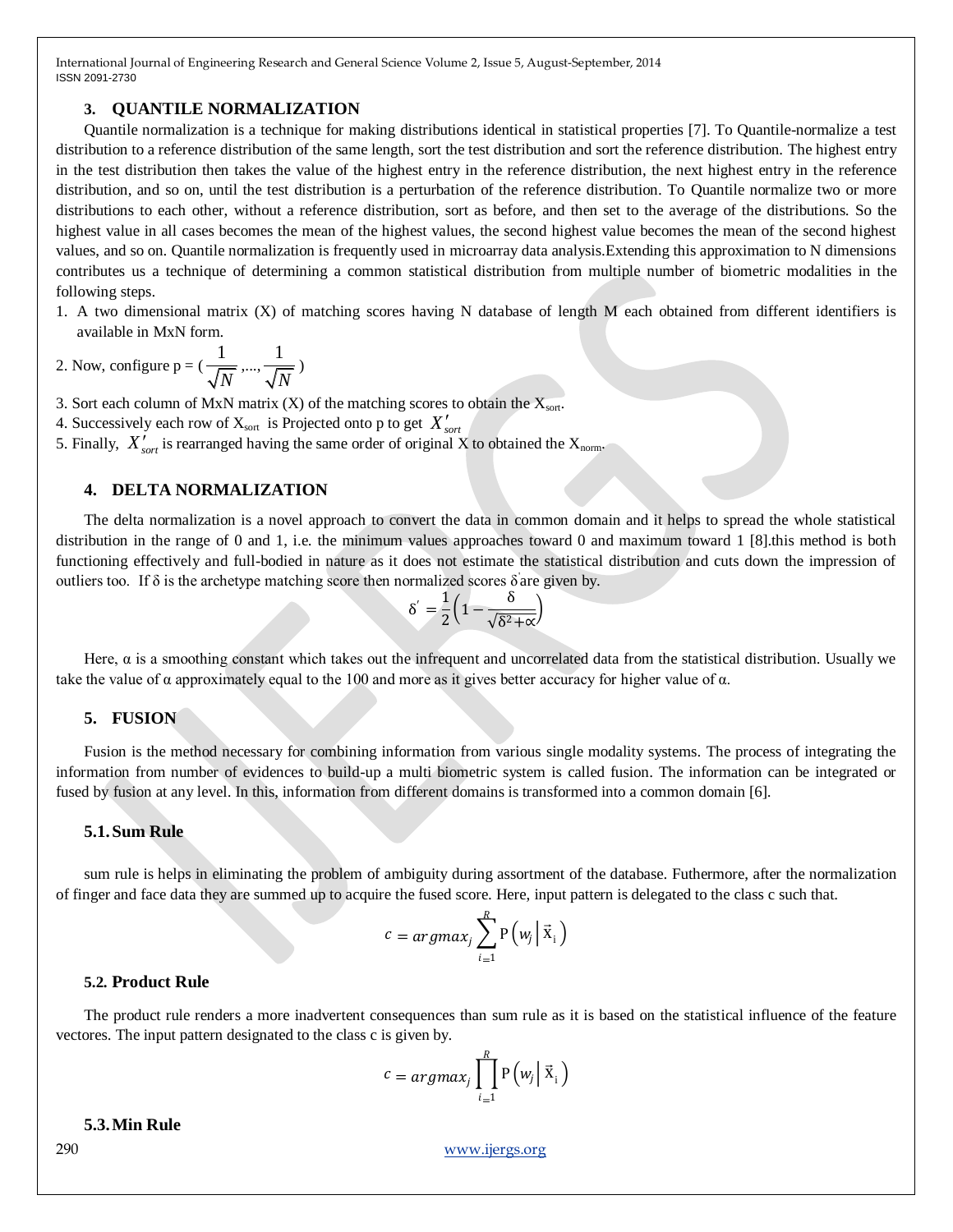## 3. QUANTILE NORMALIZATION

Quantile normalization is a technique for making distributions identical in statistical properties [7]. To Quantile-normalize a test distribution to a reference distribution of the same length, sort the test distribution and sort the reference distribution. The highest entry in the test distribution then takes the value of the highest entry in the reference distribution, the next highest entry in the reference distribution, and so on, until the test distribution is a perturbation of the reference distribution. To Quantile normalize two or more distributions to each other, without a reference distribution, sort as before, and then set to the average of the distributions. So the highest value in all cases becomes the mean of the highest values, the second highest value becomes the mean of the second highest values, and so on. Quantile normalization is frequently used in microarray data analysis.Extending this approximation to N dimensions contributes us a technique of determining a common statistical distribution from multiple number of biometric modalities in the following steps.

1. A two dimensional matrix (X) of matching scores having N database of length M each obtained from different identifiers is available in MxN form.
2. Now, configure p = $\left(\frac{1}{\sqrt{N}},...,\frac{1}{\sqrt{N}}\right)$
3. Sort each column of MxN matrix (X) of the matching scores to obtain the $X_{sort}$.
4. Successively each row of $X_{sort}$ is Projected onto p to get $X'_{sort}$
5. Finally, $X'_{sort}$ is rearranged having the same order of original X to obtained the $X_{norm}$.

## 4. DELTA NORMALIZATION

The delta normalization is a novel approach to convert the data in common domain and it helps to spread the whole statistical distribution in the range of 0 and 1, i.e. the minimum values approaches toward 0 and maximum toward 1 [8].this method is both functioning effectively and full-bodied in nature as it does not estimate the statistical distribution and cuts down the impression of outliers too. If δ is the archetype matching score then normalized scores δ' are given by.

$$\delta' = \frac{1}{2}\left(1 - \frac{\delta}{\sqrt{\delta^2 + \alpha}}\right)$$

Here, α is a smoothing constant which takes out the infrequent and uncorrelated data from the statistical distribution. Usually we take the value of α approximately equal to the 100 and more as it gives better accuracy for higher value of α.

## 5. FUSION

Fusion is the method necessary for combining information from various single modality systems. The process of integrating the information from number of evidences to build-up a multi biometric system is called fusion. The information can be integrated or fused by fusion at any level. In this, information from different domains is transformed into a common domain [6].

### 5.1. Sum Rule

sum rule is helps in eliminating the problem of ambiguity during assortment of the database. Futhermore, after the normalization of finger and face data they are summed up to acquire the fused score. Here, input pattern is delegated to the class c such that.

$$c = argmax_j \sum_{i=1}^{R} P\left(w_j \middle| \vec{X}_i\right)$$

### 5.2. Product Rule

The product rule renders a more inadvertent consequences than sum rule as it is based on the statistical influence of the feature vectores. The input pattern designated to the class c is given by.

$$c = argmax_j \prod_{i=1}^{R} P\left(w_j \middle| \vec{X}_i\right)$$

### 5.3. Min Rule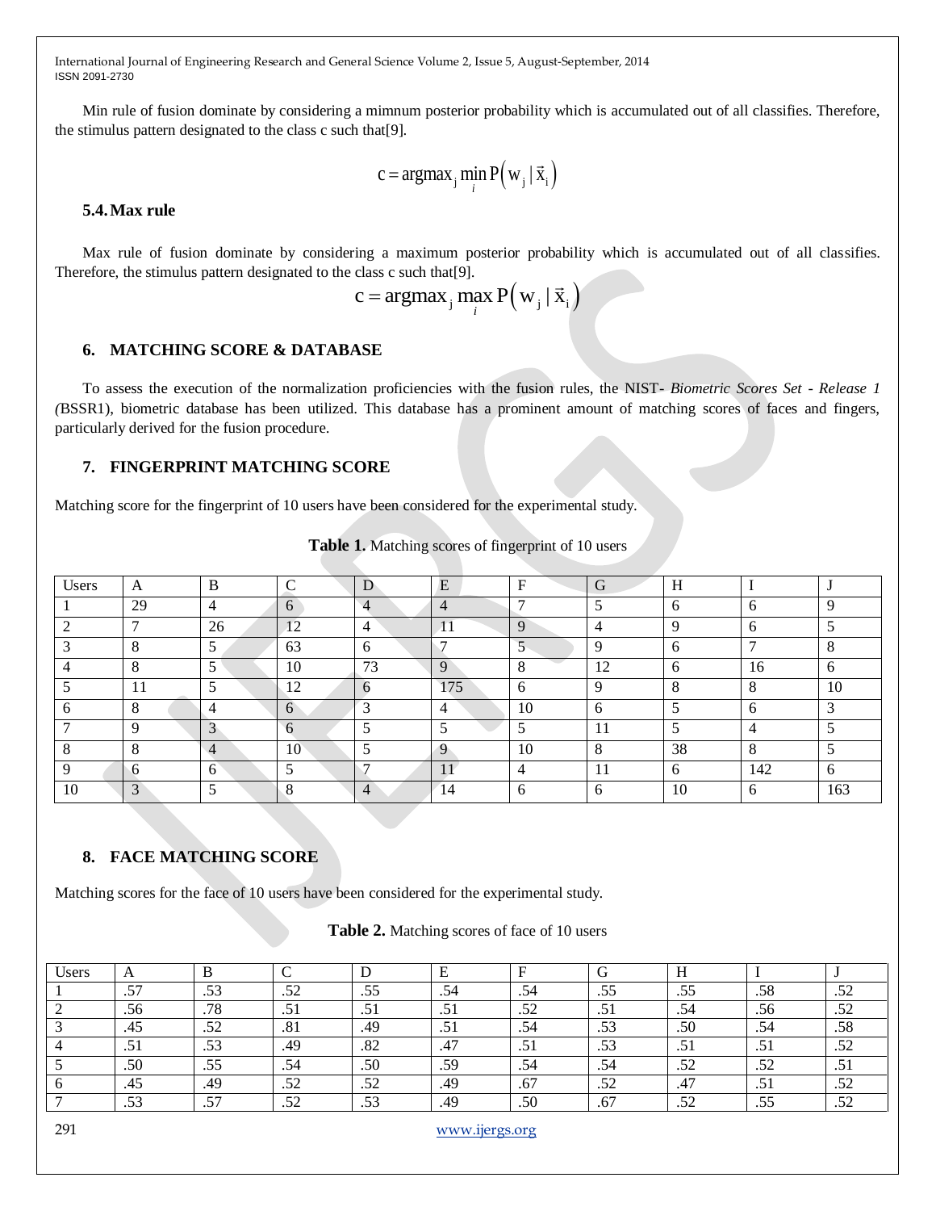Min rule of fusion dominate by considering a mimnum posterior probability which is accumulated out of all classifies. Therefore, the stimulus pattern designated to the class c such that[9].

$$c = \text{argmax}_j \min_i P\left(w_j \mid \vec{x}_i\right)$$

### 5.4. Max rule

Max rule of fusion dominate by considering a maximum posterior probability which is accumulated out of all classifies. Therefore, the stimulus pattern designated to the class c such that[9].

$$c = \text{argmax}_j \max_i P\left(w_j \mid \vec{x}_i\right)$$

## 6. MATCHING SCORE & DATABASE

To assess the execution of the normalization proficiencies with the fusion rules, the NIST- *Biometric Scores Set - Release 1 (*BSSR1), biometric database has been utilized. This database has a prominent amount of matching scores of faces and fingers, particularly derived for the fusion procedure.

## 7. FINGERPRINT MATCHING SCORE

Matching score for the fingerprint of 10 users have been considered for the experimental study.

**Table 1.** Matching scores of fingerprint of 10 users

| Users | A | B | C | D | E | F | G | H | I | J |
|---|---|---|---|---|---|---|---|---|---|---|
| 1 | 29 | 4 | 6 | 4 | 4 | 7 | 5 | 6 | 6 | 9 |
| 2 | 7 | 26 | 12 | 4 | 11 | 9 | 4 | 9 | 6 | 5 |
| 3 | 8 | 5 | 63 | 6 | 7 | 5 | 9 | 6 | 7 | 8 |
| 4 | 8 | 5 | 10 | 73 | 9 | 8 | 12 | 6 | 16 | 6 |
| 5 | 11 | 5 | 12 | 6 | 175 | 6 | 9 | 8 | 8 | 10 |
| 6 | 8 | 4 | 6 | 3 | 4 | 10 | 6 | 5 | 6 | 3 |
| 7 | 9 | 3 | 6 | 5 | 5 | 5 | 11 | 5 | 4 | 5 |
| 8 | 8 | 4 | 10 | 5 | 9 | 10 | 8 | 38 | 8 | 5 |
| 9 | 6 | 6 | 5 | 7 | 11 | 4 | 11 | 6 | 142 | 6 |
| 10 | 3 | 5 | 8 | 4 | 14 | 6 | 6 | 10 | 6 | 163 |

## 8. FACE MATCHING SCORE

Matching scores for the face of 10 users have been considered for the experimental study.

**Table 2.** Matching scores of face of 10 users

| Users | A | B | C | D | E | F | G | H | I | J |
|---|---|---|---|---|---|---|---|---|---|---|
| 1 | .57 | .53 | .52 | .55 | .54 | .54 | .55 | .55 | .58 | .52 |
| 2 | .56 | .78 | .51 | .51 | .51 | .52 | .51 | .54 | .56 | .52 |
| 3 | .45 | .52 | .81 | .49 | .51 | .54 | .53 | .50 | .54 | .58 |
| 4 | .51 | .53 | .49 | .82 | .47 | .51 | .53 | .51 | .51 | .52 |
| 5 | .50 | .55 | .54 | .50 | .59 | .54 | .54 | .52 | .52 | .51 |
| 6 | .45 | .49 | .52 | .52 | .49 | .67 | .52 | .47 | .51 | .52 |
| 7 | .53 | .57 | .52 | .53 | .49 | .50 | .67 | .52 | .55 | .52 |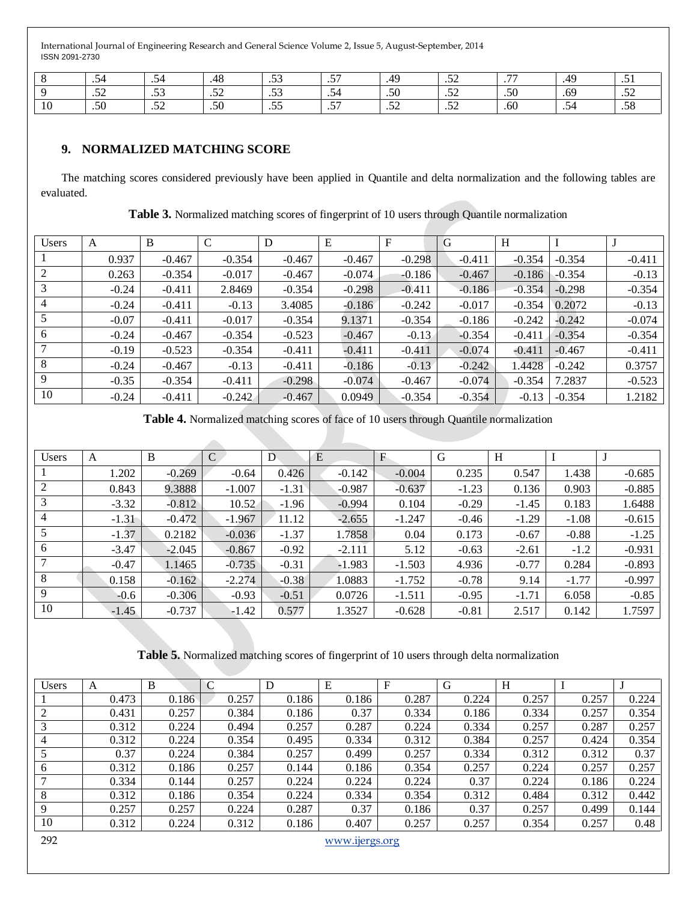| 8 | .54 | .54 | .48 | .53 | .57 | .49 | .52 | .77 | .49 | .51 |
|---|---|---|---|---|---|---|---|---|---|---|
| 9 | .52 | .53 | .52 | .53 | .54 | .50 | .52 | .50 | .69 | .52 |
| 10 | .50 | .52 | .50 | .55 | .57 | .52 | .52 | .60 | .54 | .58 |

## 9. NORMALIZED MATCHING SCORE

The matching scores considered previously have been applied in Quantile and delta normalization and the following tables are evaluated.

**Table 3.** Normalized matching scores of fingerprint of 10 users through Quantile normalization

| Users | A | B | C | D | E | F | G | H | I | J |
|---|---|---|---|---|---|---|---|---|---|---|
| 1 | 0.937 | -0.467 | -0.354 | -0.467 | -0.467 | -0.298 | -0.411 | -0.354 | -0.354 | -0.411 |
| 2 | 0.263 | -0.354 | -0.017 | -0.467 | -0.074 | -0.186 | -0.467 | -0.186 | -0.354 | -0.13 |
| 3 | -0.24 | -0.411 | 2.8469 | -0.354 | -0.298 | -0.411 | -0.186 | -0.354 | -0.298 | -0.354 |
| 4 | -0.24 | -0.411 | -0.13 | 3.4085 | -0.186 | -0.242 | -0.017 | -0.354 | 0.2072 | -0.13 |
| 5 | -0.07 | -0.411 | -0.017 | -0.354 | 9.1371 | -0.354 | -0.186 | -0.242 | -0.242 | -0.074 |
| 6 | -0.24 | -0.467 | -0.354 | -0.523 | -0.467 | -0.13 | -0.354 | -0.411 | -0.354 | -0.354 |
| 7 | -0.19 | -0.523 | -0.354 | -0.411 | -0.411 | -0.411 | -0.074 | -0.411 | -0.467 | -0.411 |
| 8 | -0.24 | -0.467 | -0.13 | -0.411 | -0.186 | -0.13 | -0.242 | 1.4428 | -0.242 | 0.3757 |
| 9 | -0.35 | -0.354 | -0.411 | -0.298 | -0.074 | -0.467 | -0.074 | -0.354 | 7.2837 | -0.523 |
| 10 | -0.24 | -0.411 | -0.242 | -0.467 | 0.0949 | -0.354 | -0.354 | -0.13 | -0.354 | 1.2182 |

**Table 4.** Normalized matching scores of face of 10 users through Quantile normalization

| Users | A | B | C | D | E | F | G | H | I | J |
|---|---|---|---|---|---|---|---|---|---|---|
| 1 | 1.202 | -0.269 | -0.64 | 0.426 | -0.142 | -0.004 | 0.235 | 0.547 | 1.438 | -0.685 |
| 2 | 0.843 | 9.3888 | -1.007 | -1.31 | -0.987 | -0.637 | -1.23 | 0.136 | 0.903 | -0.885 |
| 3 | -3.32 | -0.812 | 10.52 | -1.96 | -0.994 | 0.104 | -0.29 | -1.45 | 0.183 | 1.6488 |
| 4 | -1.31 | -0.472 | -1.967 | 11.12 | -2.655 | -1.247 | -0.46 | -1.29 | -1.08 | -0.615 |
| 5 | -1.37 | 0.2182 | -0.036 | -1.37 | 1.7858 | 0.04 | 0.173 | -0.67 | -0.88 | -1.25 |
| 6 | -3.47 | -2.045 | -0.867 | -0.92 | -2.111 | 5.12 | -0.63 | -2.61 | -1.2 | -0.931 |
| 7 | -0.47 | 1.1465 | -0.735 | -0.31 | -1.983 | -1.503 | 4.936 | -0.77 | 0.284 | -0.893 |
| 8 | 0.158 | -0.162 | -2.274 | -0.38 | 1.0883 | -1.752 | -0.78 | 9.14 | -1.77 | -0.997 |
| 9 | -0.6 | -0.306 | -0.93 | -0.51 | 0.0726 | -1.511 | -0.95 | -1.71 | 6.058 | -0.85 |
| 10 | -1.45 | -0.737 | -1.42 | 0.577 | 1.3527 | -0.628 | -0.81 | 2.517 | 0.142 | 1.7597 |

**Table 5.** Normalized matching scores of fingerprint of 10 users through delta normalization

| Users | A | B | C | D | E | F | G | H | I | J |
|---|---|---|---|---|---|---|---|---|---|---|
| 1 | 0.473 | 0.186 | 0.257 | 0.186 | 0.186 | 0.287 | 0.224 | 0.257 | 0.257 | 0.224 |
| 2 | 0.431 | 0.257 | 0.384 | 0.186 | 0.37 | 0.334 | 0.186 | 0.334 | 0.257 | 0.354 |
| 3 | 0.312 | 0.224 | 0.494 | 0.257 | 0.287 | 0.224 | 0.334 | 0.257 | 0.287 | 0.257 |
| 4 | 0.312 | 0.224 | 0.354 | 0.495 | 0.334 | 0.312 | 0.384 | 0.257 | 0.424 | 0.354 |
| 5 | 0.37 | 0.224 | 0.384 | 0.257 | 0.499 | 0.257 | 0.334 | 0.312 | 0.312 | 0.37 |
| 6 | 0.312 | 0.186 | 0.257 | 0.144 | 0.186 | 0.354 | 0.257 | 0.224 | 0.257 | 0.257 |
| 7 | 0.334 | 0.144 | 0.257 | 0.224 | 0.224 | 0.224 | 0.37 | 0.224 | 0.186 | 0.224 |
| 8 | 0.312 | 0.186 | 0.354 | 0.224 | 0.334 | 0.354 | 0.312 | 0.484 | 0.312 | 0.442 |
| 9 | 0.257 | 0.257 | 0.224 | 0.287 | 0.37 | 0.186 | 0.37 | 0.257 | 0.499 | 0.144 |
| 10 | 0.312 | 0.224 | 0.312 | 0.186 | 0.407 | 0.257 | 0.257 | 0.354 | 0.257 | 0.48 |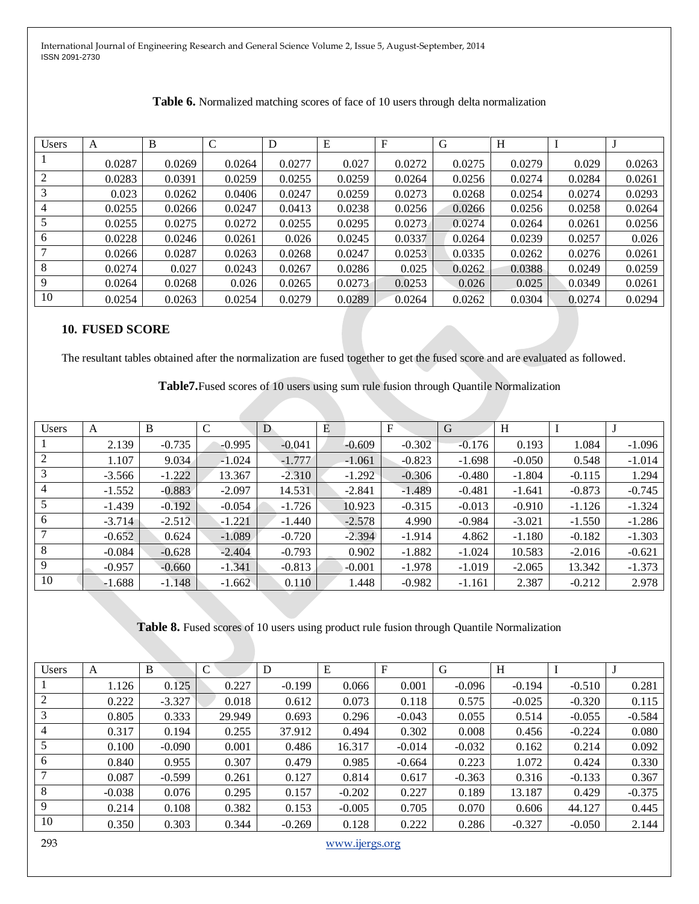**Table 6.** Normalized matching scores of face of 10 users through delta normalization

| Users | A | B | C | D | E | F | G | H | I | J |
|---|---|---|---|---|---|---|---|---|---|---|
| 1 | 0.0287 | 0.0269 | 0.0264 | 0.0277 | 0.027 | 0.0272 | 0.0275 | 0.0279 | 0.029 | 0.0263 |
| 2 | 0.0283 | 0.0391 | 0.0259 | 0.0255 | 0.0259 | 0.0264 | 0.0256 | 0.0274 | 0.0284 | 0.0261 |
| 3 | 0.023 | 0.0262 | 0.0406 | 0.0247 | 0.0259 | 0.0273 | 0.0268 | 0.0254 | 0.0274 | 0.0293 |
| 4 | 0.0255 | 0.0266 | 0.0247 | 0.0413 | 0.0238 | 0.0256 | 0.0266 | 0.0256 | 0.0258 | 0.0264 |
| 5 | 0.0255 | 0.0275 | 0.0272 | 0.0255 | 0.0295 | 0.0273 | 0.0274 | 0.0264 | 0.0261 | 0.0256 |
| 6 | 0.0228 | 0.0246 | 0.0261 | 0.026 | 0.0245 | 0.0337 | 0.0264 | 0.0239 | 0.0257 | 0.026 |
| 7 | 0.0266 | 0.0287 | 0.0263 | 0.0268 | 0.0247 | 0.0253 | 0.0335 | 0.0262 | 0.0276 | 0.0261 |
| 8 | 0.0274 | 0.027 | 0.0243 | 0.0267 | 0.0286 | 0.025 | 0.0262 | 0.0388 | 0.0249 | 0.0259 |
| 9 | 0.0264 | 0.0268 | 0.026 | 0.0265 | 0.0273 | 0.0253 | 0.026 | 0.025 | 0.0349 | 0.0261 |
| 10 | 0.0254 | 0.0263 | 0.0254 | 0.0279 | 0.0289 | 0.0264 | 0.0262 | 0.0304 | 0.0274 | 0.0294 |

## 10. FUSED SCORE

The resultant tables obtained after the normalization are fused together to get the fused score and are evaluated as followed.

**Table7.** Fused scores of 10 users using sum rule fusion through Quantile Normalization

| Users | A | B | C | D | E | F | G | H | I | J |
|---|---|---|---|---|---|---|---|---|---|---|
| 1 | 2.139 | -0.735 | -0.995 | -0.041 | -0.609 | -0.302 | -0.176 | 0.193 | 1.084 | -1.096 |
| 2 | 1.107 | 9.034 | -1.024 | -1.777 | -1.061 | -0.823 | -1.698 | -0.050 | 0.548 | -1.014 |
| 3 | -3.566 | -1.222 | 13.367 | -2.310 | -1.292 | -0.306 | -0.480 | -1.804 | -0.115 | 1.294 |
| 4 | -1.552 | -0.883 | -2.097 | 14.531 | -2.841 | -1.489 | -0.481 | -1.641 | -0.873 | -0.745 |
| 5 | -1.439 | -0.192 | -0.054 | -1.726 | 10.923 | -0.315 | -0.013 | -0.910 | -1.126 | -1.324 |
| 6 | -3.714 | -2.512 | -1.221 | -1.440 | -2.578 | 4.990 | -0.984 | -3.021 | -1.550 | -1.286 |
| 7 | -0.652 | 0.624 | -1.089 | -0.720 | -2.394 | -1.914 | 4.862 | -1.180 | -0.182 | -1.303 |
| 8 | -0.084 | -0.628 | -2.404 | -0.793 | 0.902 | -1.882 | -1.024 | 10.583 | -2.016 | -0.621 |
| 9 | -0.957 | -0.660 | -1.341 | -0.813 | -0.001 | -1.978 | -1.019 | -2.065 | 13.342 | -1.373 |
| 10 | -1.688 | -1.148 | -1.662 | 0.110 | 1.448 | -0.982 | -1.161 | 2.387 | -0.212 | 2.978 |

**Table 8.** Fused scores of 10 users using product rule fusion through Quantile Normalization

| Users | A | B | C | D | E | F | G | H | I | J |
|---|---|---|---|---|---|---|---|---|---|---|
| 1 | 1.126 | 0.125 | 0.227 | -0.199 | 0.066 | 0.001 | -0.096 | -0.194 | -0.510 | 0.281 |
| 2 | 0.222 | -3.327 | 0.018 | 0.612 | 0.073 | 0.118 | 0.575 | -0.025 | -0.320 | 0.115 |
| 3 | 0.805 | 0.333 | 29.949 | 0.693 | 0.296 | -0.043 | 0.055 | 0.514 | -0.055 | -0.584 |
| 4 | 0.317 | 0.194 | 0.255 | 37.912 | 0.494 | 0.302 | 0.008 | 0.456 | -0.224 | 0.080 |
| 5 | 0.100 | -0.090 | 0.001 | 0.486 | 16.317 | -0.014 | -0.032 | 0.162 | 0.214 | 0.092 |
| 6 | 0.840 | 0.955 | 0.307 | 0.479 | 0.985 | -0.664 | 0.223 | 1.072 | 0.424 | 0.330 |
| 7 | 0.087 | -0.599 | 0.261 | 0.127 | 0.814 | 0.617 | -0.363 | 0.316 | -0.133 | 0.367 |
| 8 | -0.038 | 0.076 | 0.295 | 0.157 | -0.202 | 0.227 | 0.189 | 13.187 | 0.429 | -0.375 |
| 9 | 0.214 | 0.108 | 0.382 | 0.153 | -0.005 | 0.705 | 0.070 | 0.606 | 44.127 | 0.445 |
| 10 | 0.350 | 0.303 | 0.344 | -0.269 | 0.128 | 0.222 | 0.286 | -0.327 | -0.050 | 2.144 |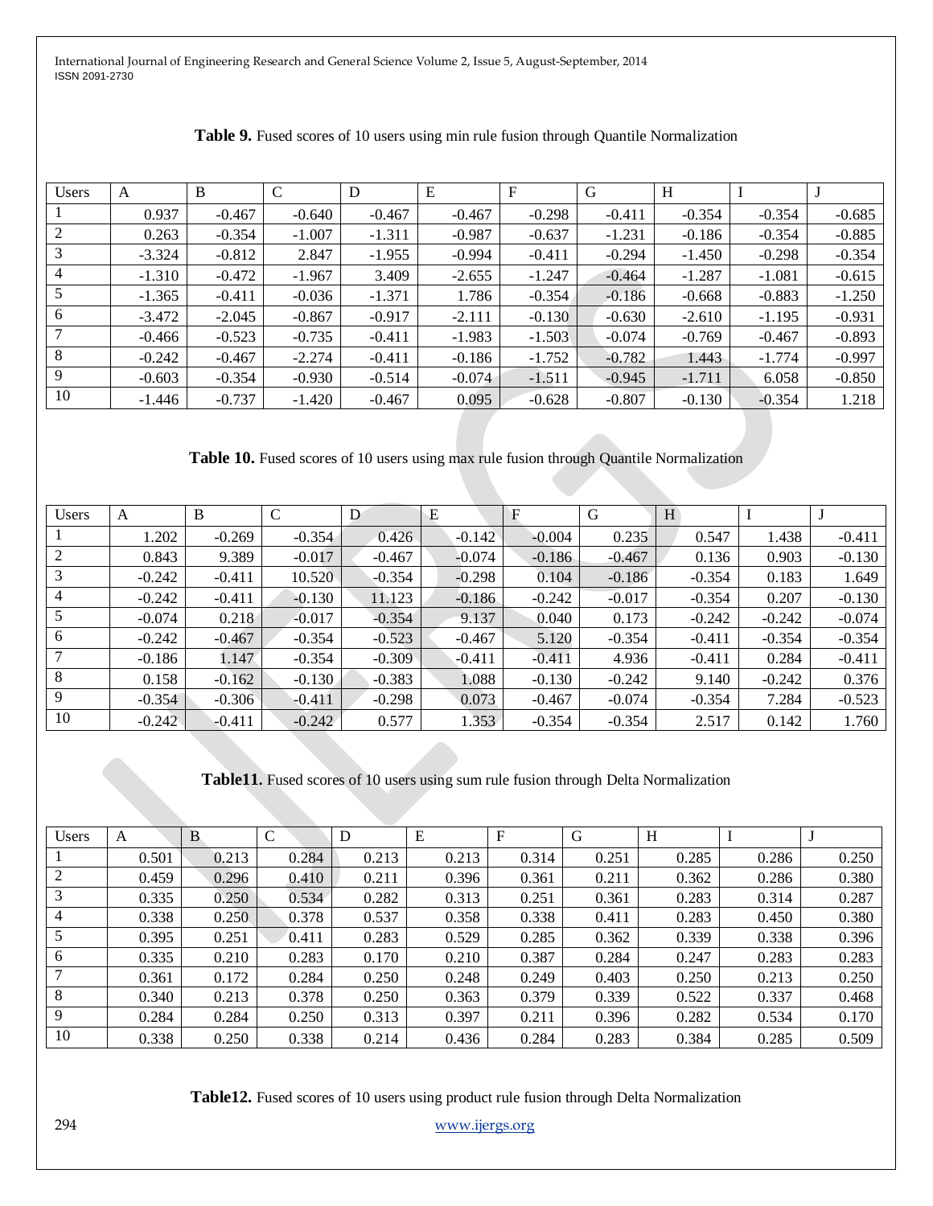**Table 9.** Fused scores of 10 users using min rule fusion through Quantile Normalization

| Users | A | B | C | D | E | F | G | H | I | J |
|---|---|---|---|---|---|---|---|---|---|---|
| 1 | 0.937 | -0.467 | -0.640 | -0.467 | -0.467 | -0.298 | -0.411 | -0.354 | -0.354 | -0.685 |
| 2 | 0.263 | -0.354 | -1.007 | -1.311 | -0.987 | -0.637 | -1.231 | -0.186 | -0.354 | -0.885 |
| 3 | -3.324 | -0.812 | 2.847 | -1.955 | -0.994 | -0.411 | -0.294 | -1.450 | -0.298 | -0.354 |
| 4 | -1.310 | -0.472 | -1.967 | 3.409 | -2.655 | -1.247 | -0.464 | -1.287 | -1.081 | -0.615 |
| 5 | -1.365 | -0.411 | -0.036 | -1.371 | 1.786 | -0.354 | -0.186 | -0.668 | -0.883 | -1.250 |
| 6 | -3.472 | -2.045 | -0.867 | -0.917 | -2.111 | -0.130 | -0.630 | -2.610 | -1.195 | -0.931 |
| 7 | -0.466 | -0.523 | -0.735 | -0.411 | -1.983 | -1.503 | -0.074 | -0.769 | -0.467 | -0.893 |
| 8 | -0.242 | -0.467 | -2.274 | -0.411 | -0.186 | -1.752 | -0.782 | 1.443 | -1.774 | -0.997 |
| 9 | -0.603 | -0.354 | -0.930 | -0.514 | -0.074 | -1.511 | -0.945 | -1.711 | 6.058 | -0.850 |
| 10 | -1.446 | -0.737 | -1.420 | -0.467 | 0.095 | -0.628 | -0.807 | -0.130 | -0.354 | 1.218 |

**Table 10.** Fused scores of 10 users using max rule fusion through Quantile Normalization

| Users | A | B | C | D | E | F | G | H | I | J |
|---|---|---|---|---|---|---|---|---|---|---|
| 1 | 1.202 | -0.269 | -0.354 | 0.426 | -0.142 | -0.004 | 0.235 | 0.547 | 1.438 | -0.411 |
| 2 | 0.843 | 9.389 | -0.017 | -0.467 | -0.074 | -0.186 | -0.467 | 0.136 | 0.903 | -0.130 |
| 3 | -0.242 | -0.411 | 10.520 | -0.354 | -0.298 | 0.104 | -0.186 | -0.354 | 0.183 | 1.649 |
| 4 | -0.242 | -0.411 | -0.130 | 11.123 | -0.186 | -0.242 | -0.017 | -0.354 | 0.207 | -0.130 |
| 5 | -0.074 | 0.218 | -0.017 | -0.354 | 9.137 | 0.040 | 0.173 | -0.242 | -0.242 | -0.074 |
| 6 | -0.242 | -0.467 | -0.354 | -0.523 | -0.467 | 5.120 | -0.354 | -0.411 | -0.354 | -0.354 |
| 7 | -0.186 | 1.147 | -0.354 | -0.309 | -0.411 | -0.411 | 4.936 | -0.411 | 0.284 | -0.411 |
| 8 | 0.158 | -0.162 | -0.130 | -0.383 | 1.088 | -0.130 | -0.242 | 9.140 | -0.242 | 0.376 |
| 9 | -0.354 | -0.306 | -0.411 | -0.298 | 0.073 | -0.467 | -0.074 | -0.354 | 7.284 | -0.523 |
| 10 | -0.242 | -0.411 | -0.242 | 0.577 | 1.353 | -0.354 | -0.354 | 2.517 | 0.142 | 1.760 |

**Table11.** Fused scores of 10 users using sum rule fusion through Delta Normalization

| Users | A | B | C | D | E | F | G | H | I | J |
|---|---|---|---|---|---|---|---|---|---|---|
| 1 | 0.501 | 0.213 | 0.284 | 0.213 | 0.213 | 0.314 | 0.251 | 0.285 | 0.286 | 0.250 |
| 2 | 0.459 | 0.296 | 0.410 | 0.211 | 0.396 | 0.361 | 0.211 | 0.362 | 0.286 | 0.380 |
| 3 | 0.335 | 0.250 | 0.534 | 0.282 | 0.313 | 0.251 | 0.361 | 0.283 | 0.314 | 0.287 |
| 4 | 0.338 | 0.250 | 0.378 | 0.537 | 0.358 | 0.338 | 0.411 | 0.283 | 0.450 | 0.380 |
| 5 | 0.395 | 0.251 | 0.411 | 0.283 | 0.529 | 0.285 | 0.362 | 0.339 | 0.338 | 0.396 |
| 6 | 0.335 | 0.210 | 0.283 | 0.170 | 0.210 | 0.387 | 0.284 | 0.247 | 0.283 | 0.283 |
| 7 | 0.361 | 0.172 | 0.284 | 0.250 | 0.248 | 0.249 | 0.403 | 0.250 | 0.213 | 0.250 |
| 8 | 0.340 | 0.213 | 0.378 | 0.250 | 0.363 | 0.379 | 0.339 | 0.522 | 0.337 | 0.468 |
| 9 | 0.284 | 0.284 | 0.250 | 0.313 | 0.397 | 0.211 | 0.396 | 0.282 | 0.534 | 0.170 |
| 10 | 0.338 | 0.250 | 0.338 | 0.214 | 0.436 | 0.284 | 0.283 | 0.384 | 0.285 | 0.509 |

**Table12.** Fused scores of 10 users using product rule fusion through Delta Normalization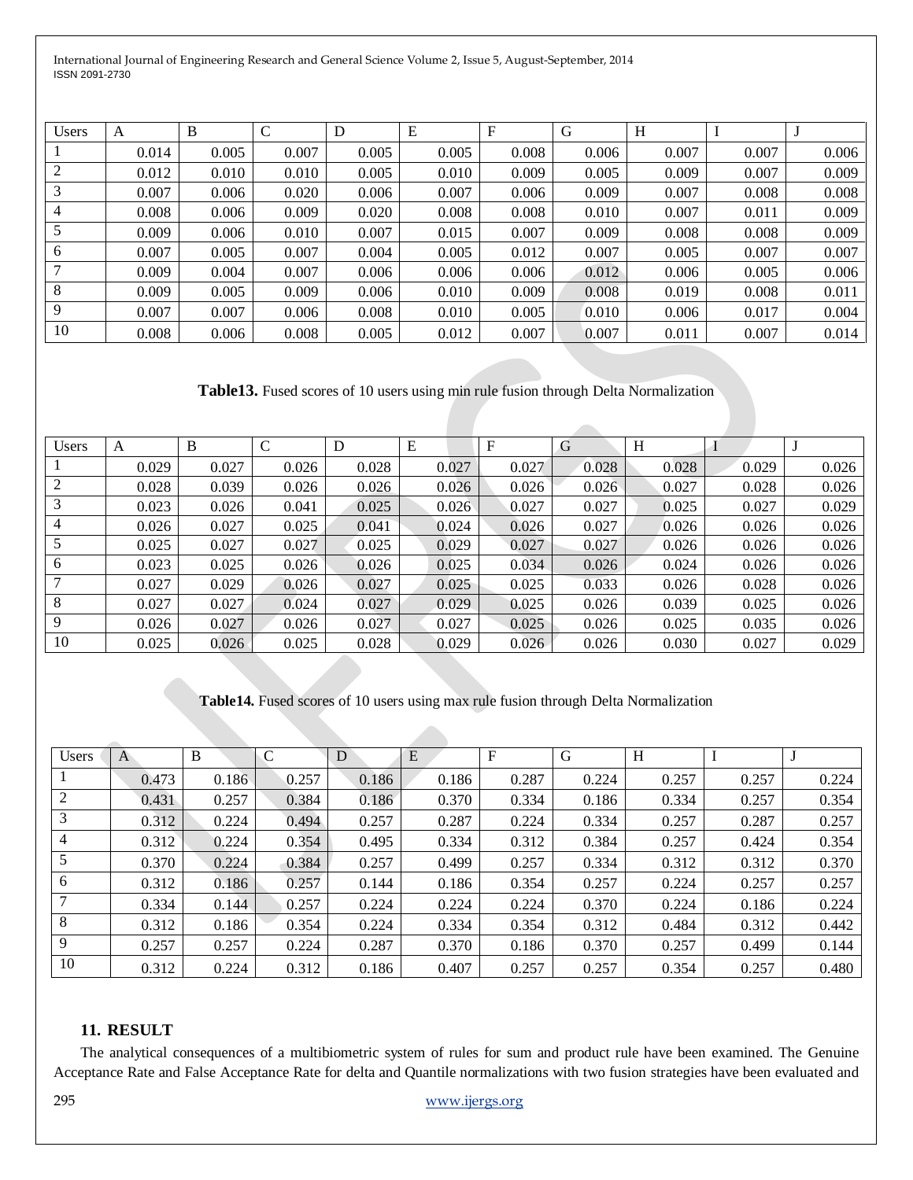| Users | A | B | C | D | E | F | G | H | I | J |
|---|---|---|---|---|---|---|---|---|---|---|
| 1 | 0.014 | 0.005 | 0.007 | 0.005 | 0.005 | 0.008 | 0.006 | 0.007 | 0.007 | 0.006 |
| 2 | 0.012 | 0.010 | 0.010 | 0.005 | 0.010 | 0.009 | 0.005 | 0.009 | 0.007 | 0.009 |
| 3 | 0.007 | 0.006 | 0.020 | 0.006 | 0.007 | 0.006 | 0.009 | 0.007 | 0.008 | 0.008 |
| 4 | 0.008 | 0.006 | 0.009 | 0.020 | 0.008 | 0.008 | 0.010 | 0.007 | 0.011 | 0.009 |
| 5 | 0.009 | 0.006 | 0.010 | 0.007 | 0.015 | 0.007 | 0.009 | 0.008 | 0.008 | 0.009 |
| 6 | 0.007 | 0.005 | 0.007 | 0.004 | 0.005 | 0.012 | 0.007 | 0.005 | 0.007 | 0.007 |
| 7 | 0.009 | 0.004 | 0.007 | 0.006 | 0.006 | 0.006 | 0.012 | 0.006 | 0.005 | 0.006 |
| 8 | 0.009 | 0.005 | 0.009 | 0.006 | 0.010 | 0.009 | 0.008 | 0.019 | 0.008 | 0.011 |
| 9 | 0.007 | 0.007 | 0.006 | 0.008 | 0.010 | 0.005 | 0.010 | 0.006 | 0.017 | 0.004 |
| 10 | 0.008 | 0.006 | 0.008 | 0.005 | 0.012 | 0.007 | 0.007 | 0.011 | 0.007 | 0.014 |

**Table13.** Fused scores of 10 users using min rule fusion through Delta Normalization

| Users | A | B | C | D | E | F | G | H | I | J |
|---|---|---|---|---|---|---|---|---|---|---|
| 1 | 0.029 | 0.027 | 0.026 | 0.028 | 0.027 | 0.027 | 0.028 | 0.028 | 0.029 | 0.026 |
| 2 | 0.028 | 0.039 | 0.026 | 0.026 | 0.026 | 0.026 | 0.026 | 0.027 | 0.028 | 0.026 |
| 3 | 0.023 | 0.026 | 0.041 | 0.025 | 0.026 | 0.027 | 0.027 | 0.025 | 0.027 | 0.029 |
| 4 | 0.026 | 0.027 | 0.025 | 0.041 | 0.024 | 0.026 | 0.027 | 0.026 | 0.026 | 0.026 |
| 5 | 0.025 | 0.027 | 0.027 | 0.025 | 0.029 | 0.027 | 0.027 | 0.026 | 0.026 | 0.026 |
| 6 | 0.023 | 0.025 | 0.026 | 0.026 | 0.025 | 0.034 | 0.026 | 0.024 | 0.026 | 0.026 |
| 7 | 0.027 | 0.029 | 0.026 | 0.027 | 0.025 | 0.025 | 0.033 | 0.026 | 0.028 | 0.026 |
| 8 | 0.027 | 0.027 | 0.024 | 0.027 | 0.029 | 0.025 | 0.026 | 0.039 | 0.025 | 0.026 |
| 9 | 0.026 | 0.027 | 0.026 | 0.027 | 0.027 | 0.025 | 0.026 | 0.025 | 0.035 | 0.026 |
| 10 | 0.025 | 0.026 | 0.025 | 0.028 | 0.029 | 0.026 | 0.026 | 0.030 | 0.027 | 0.029 |

**Table14.** Fused scores of 10 users using max rule fusion through Delta Normalization

| Users | A | B | C | D | E | F | G | H | I | J |
|---|---|---|---|---|---|---|---|---|---|---|
| 1 | 0.473 | 0.186 | 0.257 | 0.186 | 0.186 | 0.287 | 0.224 | 0.257 | 0.257 | 0.224 |
| 2 | 0.431 | 0.257 | 0.384 | 0.186 | 0.370 | 0.334 | 0.186 | 0.334 | 0.257 | 0.354 |
| 3 | 0.312 | 0.224 | 0.494 | 0.257 | 0.287 | 0.224 | 0.334 | 0.257 | 0.287 | 0.257 |
| 4 | 0.312 | 0.224 | 0.354 | 0.495 | 0.334 | 0.312 | 0.384 | 0.257 | 0.424 | 0.354 |
| 5 | 0.370 | 0.224 | 0.384 | 0.257 | 0.499 | 0.257 | 0.334 | 0.312 | 0.312 | 0.370 |
| 6 | 0.312 | 0.186 | 0.257 | 0.144 | 0.186 | 0.354 | 0.257 | 0.224 | 0.257 | 0.257 |
| 7 | 0.334 | 0.144 | 0.257 | 0.224 | 0.224 | 0.224 | 0.370 | 0.224 | 0.186 | 0.224 |
| 8 | 0.312 | 0.186 | 0.354 | 0.224 | 0.334 | 0.354 | 0.312 | 0.484 | 0.312 | 0.442 |
| 9 | 0.257 | 0.257 | 0.224 | 0.287 | 0.370 | 0.186 | 0.370 | 0.257 | 0.499 | 0.144 |
| 10 | 0.312 | 0.224 | 0.312 | 0.186 | 0.407 | 0.257 | 0.257 | 0.354 | 0.257 | 0.480 |

## 11. RESULT

The analytical consequences of a multibiometric system of rules for sum and product rule have been examined. The Genuine Acceptance Rate and False Acceptance Rate for delta and Quantile normalizations with two fusion strategies have been evaluated and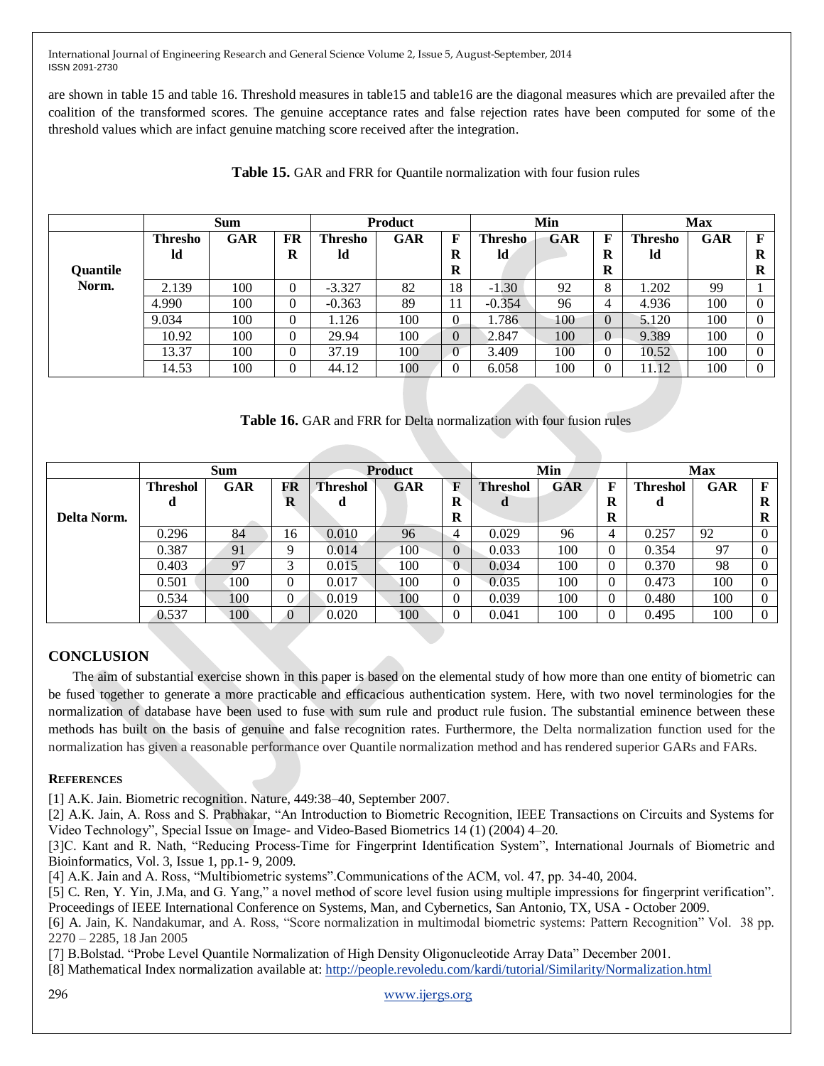are shown in table 15 and table 16. Threshold measures in table15 and table16 are the diagonal measures which are prevailed after the coalition of the transformed scores. The genuine acceptance rates and false rejection rates have been computed for some of the threshold values which are infact genuine matching score received after the integration.

**Table 15.** GAR and FRR for Quantile normalization with four fusion rules

| | Sum | | | Product | | | Min | | | Max | | |
|---|---|---|---|---|---|---|---|---|---|---|---|---|
| | Threshold | GAR | FRR | Threshold | GAR | FRR | Threshold | GAR | FRR | Threshold | GAR | FRR |
| Quantile Norm. | 2.139 | 100 | 0 | -3.327 | 82 | 18 | -1.30 | 92 | 8 | 1.202 | 99 | 1 |
| | 4.990 | 100 | 0 | -0.363 | 89 | 11 | -0.354 | 96 | 4 | 4.936 | 100 | 0 |
| | 9.034 | 100 | 0 | 1.126 | 100 | 0 | 1.786 | 100 | 0 | 5.120 | 100 | 0 |
| | 10.92 | 100 | 0 | 29.94 | 100 | 0 | 2.847 | 100 | 0 | 9.389 | 100 | 0 |
| | 13.37 | 100 | 0 | 37.19 | 100 | 0 | 3.409 | 100 | 0 | 10.52 | 100 | 0 |
| | 14.53 | 100 | 0 | 44.12 | 100 | 0 | 6.058 | 100 | 0 | 11.12 | 100 | 0 |

**Table 16.** GAR and FRR for Delta normalization with four fusion rules

| | Sum | | | Product | | | Min | | | Max | | |
|---|---|---|---|---|---|---|---|---|---|---|---|---|
| | Threshold | GAR | FRR | Threshold | GAR | FRR | Threshold | GAR | FRR | Threshold | GAR | FRR |
| Delta Norm. | 0.296 | 84 | 16 | 0.010 | 96 | 4 | 0.029 | 96 | 4 | 0.257 | 92 | 0 |
| | 0.387 | 91 | 9 | 0.014 | 100 | 0 | 0.033 | 100 | 0 | 0.354 | 97 | 0 |
| | 0.403 | 97 | 3 | 0.015 | 100 | 0 | 0.034 | 100 | 0 | 0.370 | 98 | 0 |
| | 0.501 | 100 | 0 | 0.017 | 100 | 0 | 0.035 | 100 | 0 | 0.473 | 100 | 0 |
| | 0.534 | 100 | 0 | 0.019 | 100 | 0 | 0.039 | 100 | 0 | 0.480 | 100 | 0 |
| | 0.537 | 100 | 0 | 0.020 | 100 | 0 | 0.041 | 100 | 0 | 0.495 | 100 | 0 |

## CONCLUSION

The aim of substantial exercise shown in this paper is based on the elemental study of how more than one entity of biometric can be fused together to generate a more practicable and efficacious authentication system. Here, with two novel terminologies for the normalization of database have been used to fuse with sum rule and product rule fusion. The substantial eminence between these methods has built on the basis of genuine and false recognition rates. Furthermore, the Delta normalization function used for the normalization has given a reasonable performance over Quantile normalization method and has rendered superior GARs and FARs.

### REFERENCES

[1] A.K. Jain. Biometric recognition. Nature, 449:38–40, September 2007.

[2] A.K. Jain, A. Ross and S. Prabhakar, "An Introduction to Biometric Recognition, IEEE Transactions on Circuits and Systems for Video Technology", Special Issue on Image- and Video-Based Biometrics 14 (1) (2004) 4–20.

[3]C. Kant and R. Nath, "Reducing Process-Time for Fingerprint Identification System", International Journals of Biometric and Bioinformatics, Vol. 3, Issue 1, pp.1- 9, 2009.

[4] A.K. Jain and A. Ross, "Multibiometric systems".Communications of the ACM, vol. 47, pp. 34-40, 2004.

[5] C. Ren, Y. Yin, J.Ma, and G. Yang," a novel method of score level fusion using multiple impressions for fingerprint verification". Proceedings of IEEE International Conference on Systems, Man, and Cybernetics, San Antonio, TX, USA - October 2009.

[6] A. Jain, K. Nandakumar, and A. Ross, "Score normalization in multimodal biometric systems: Pattern Recognition" Vol. 38 pp. 2270 – 2285, 18 Jan 2005

[7] B.Bolstad. "Probe Level Quantile Normalization of High Density Oligonucleotide Array Data" December 2001.

[8] Mathematical Index normalization available at: http://people.revoledu.com/kardi/tutorial/Similarity/Normalization.html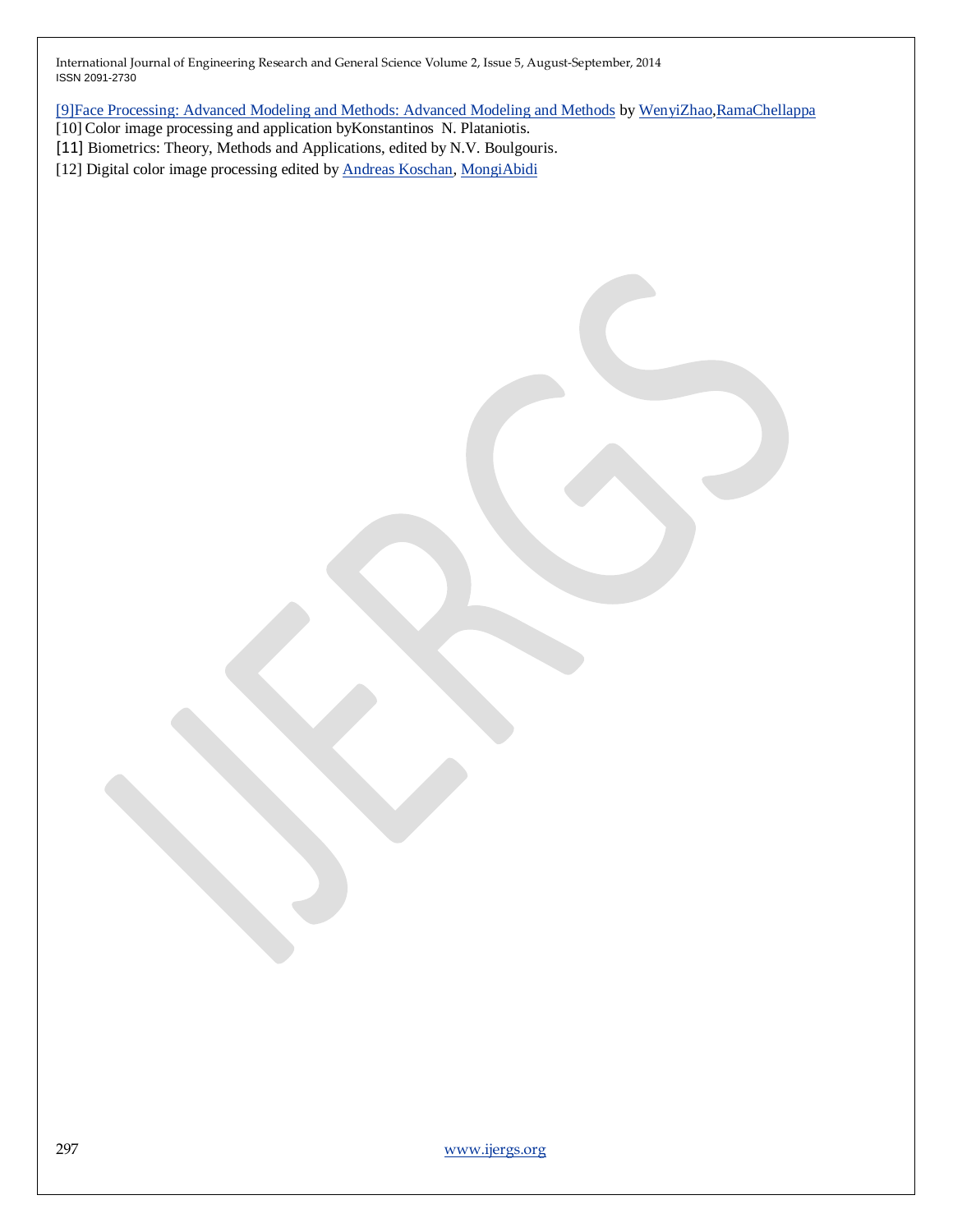[9]Face Processing: Advanced Modeling and Methods: Advanced Modeling and Methods by WenyiZhao,RamaChellappa

[10] Color image processing and application byKonstantinos N. Plataniotis.

[11] Biometrics: Theory, Methods and Applications, edited by N.V. Boulgouris.

[12] Digital color image processing edited by Andreas Koschan, MongiAbidi